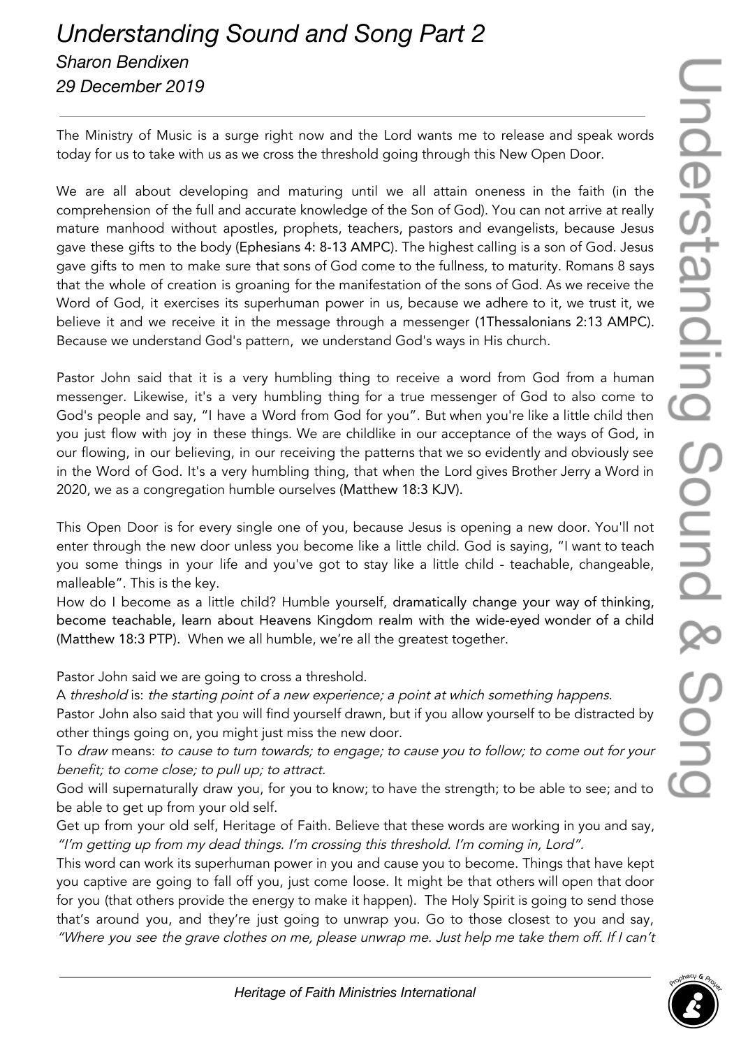# *Understanding Sound and Song Part 2*

*Sharon Bendixen*

*29 December 2019*

---

The Ministry of Music is a surge right now and the Lord wants me to release and speak words today for us to take with us as we cross the threshold going through this New Open Door.

We are all about developing and maturing until we all attain oneness in the faith (in the comprehension of the full and accurate knowledge of the Son of God). You can not arrive at really mature manhood without apostles, prophets, teachers, pastors and evangelists, because Jesus gave these gifts to the body (Ephesians 4: 8-13 AMPC). The highest calling is a son of God. Jesus gave gifts to men to make sure that sons of God come to the fullness, to maturity. Romans 8 says that the whole of creation is groaning for the manifestation of the sons of God. As we receive the Word of God, it exercises its superhuman power in us, because we adhere to it, we trust it, we believe it and we receive it in the message through a messenger (1Thessalonians 2:13 AMPC). Because we understand God's pattern, we understand God's ways in His church.

Pastor John said that it is a very humbling thing to receive a word from God from a human messenger. Likewise, it's a very humbling thing for a true messenger of God to also come to God's people and say, "I have a Word from God for you". But when you're like a little child then you just flow with joy in these things. We are childlike in our acceptance of the ways of God, in our flowing, in our believing, in our receiving the patterns that we so evidently and obviously see in the Word of God. It's a very humbling thing, that when the Lord gives Brother Jerry a Word in 2020, we as a congregation humble ourselves (Matthew 18:3 KJV).

This Open Door is for every single one of you, because Jesus is opening a new door. You'll not enter through the new door unless you become like a little child. God is saying, "I want to teach you some things in your life and you've got to stay like a little child - teachable, changeable, malleable". This is the key.

How do I become as a little child? Humble yourself, dramatically change your way of thinking, become teachable, learn about Heavens Kingdom realm with the wide-eyed wonder of a child (Matthew 18:3 PTP). When we all humble, we're all the greatest together.

Pastor John said we are going to cross a threshold.

A *threshold* is: *the starting point of a new experience; a point at which something happens.*

Pastor John also said that you will find yourself drawn, but if you allow yourself to be distracted by other things going on, you might just miss the new door.

To *draw* means: *to cause to turn towards; to engage; to cause you to follow; to come out for your benefit; to come close; to pull up; to attract.*

God will supernaturally draw you, for you to know; to have the strength; to be able to see; and to be able to get up from your old self.

Get up from your old self, Heritage of Faith. Believe that these words are working in you and say, *"I'm getting up from my dead things. I'm crossing this threshold. I'm coming in, Lord"*.

This word can work its superhuman power in you and cause you to become. Things that have kept you captive are going to fall off you, just come loose. It might be that others will open that door for you (that others provide the energy to make it happen). The Holy Spirit is going to send those that's around you, and they're just going to unwrap you. Go to those closest to you and say, *"Where you see the grave clothes on me, please unwrap me. Just help me take them off. If I can't*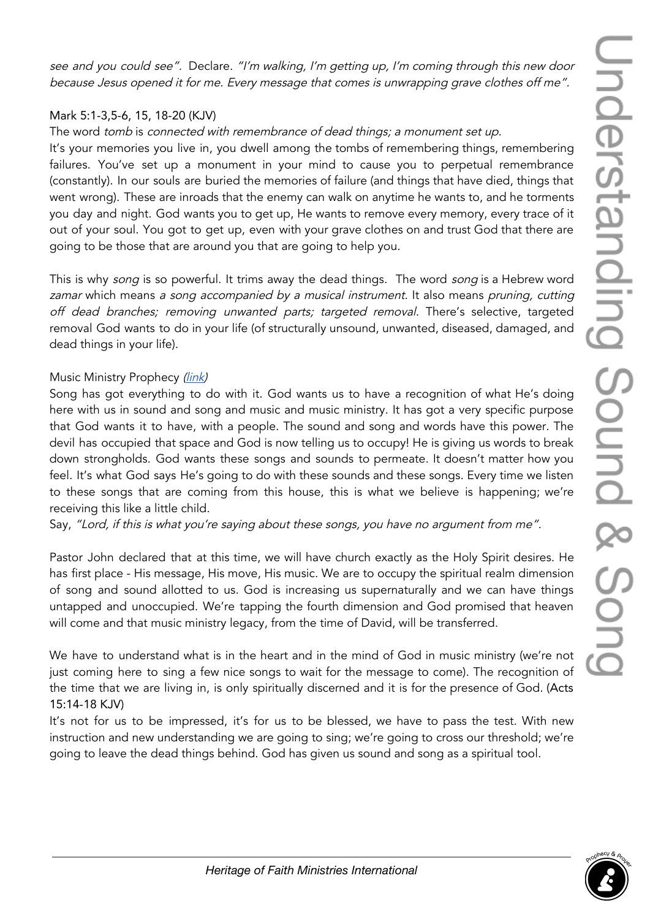*see and you could see".* Declare. *"I'm walking, I'm getting up, I'm coming through this new door because Jesus opened it for me. Every message that comes is unwrapping grave clothes off me".*

Mark 5:1-3,5-6, 15, 18-20 (KJV)

The word *tomb* is *connected with remembrance of dead things; a monument set up.*

It's your memories you live in, you dwell among the tombs of remembering things, remembering failures. You've set up a monument in your mind to cause you to perpetual remembrance (constantly). In our souls are buried the memories of failure (and things that have died, things that went wrong). These are inroads that the enemy can walk on anytime he wants to, and he torments you day and night. God wants you to get up, He wants to remove every memory, every trace of it out of your soul. You got to get up, even with your grave clothes on and trust God that there are going to be those that are around you that are going to help you.

This is why *song* is so powerful. It trims away the dead things. The word *song* is a Hebrew word *zamar* which means *a song accompanied by a musical instrument.* It also means *pruning, cutting off dead branches; removing unwanted parts; targeted removal.* There's selective, targeted removal God wants to do in your life (of structurally unsound, unwanted, diseased, damaged, and dead things in your life).

Music Ministry Prophecy *(link)*

Song has got everything to do with it. God wants us to have a recognition of what He's doing here with us in sound and song and music and music ministry. It has got a very specific purpose that God wants it to have, with a people. The sound and song and words have this power. The devil has occupied that space and God is now telling us to occupy! He is giving us words to break down strongholds. God wants these songs and sounds to permeate. It doesn't matter how you feel. It's what God says He's going to do with these sounds and these songs. Every time we listen to these songs that are coming from this house, this is what we believe is happening; we're receiving this like a little child.

Say, *"Lord, if this is what you're saying about these songs, you have no argument from me".*

Pastor John declared that at this time, we will have church exactly as the Holy Spirit desires. He has first place - His message, His move, His music. We are to occupy the spiritual realm dimension of song and sound allotted to us. God is increasing us supernaturally and we can have things untapped and unoccupied. We're tapping the fourth dimension and God promised that heaven will come and that music ministry legacy, from the time of David, will be transferred.

We have to understand what is in the heart and in the mind of God in music ministry (we're not just coming here to sing a few nice songs to wait for the message to come). The recognition of the time that we are living in, is only spiritually discerned and it is for the presence of God. (Acts 15:14-18 KJV)

It's not for us to be impressed, it's for us to be blessed, we have to pass the test. With new instruction and new understanding we are going to sing; we're going to cross our threshold; we're going to leave the dead things behind. God has given us sound and song as a spiritual tool.